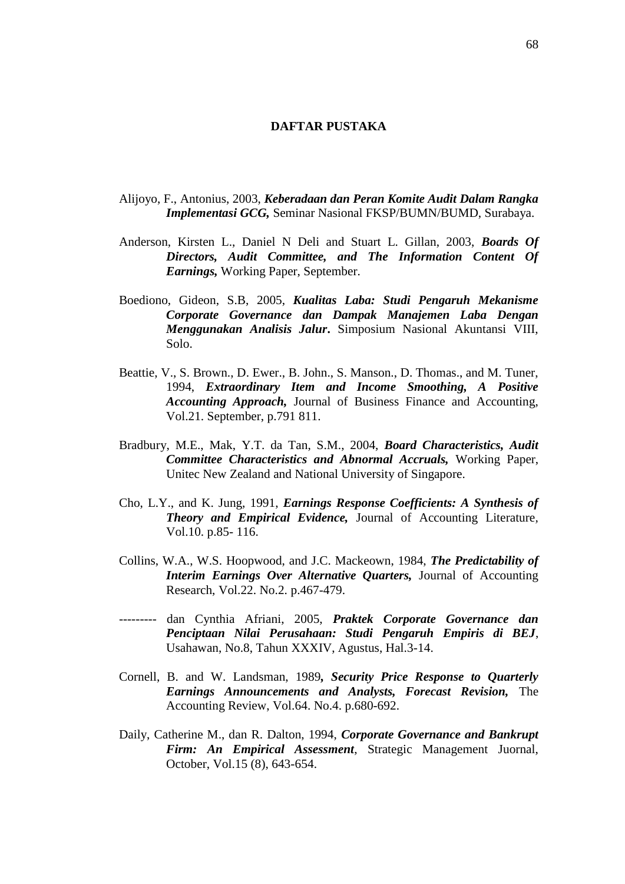# DAFTAR PUSTAKA

Alijoyo, F., Antonius, 2003, ***Keberadaan dan Peran Komite Audit Dalam Rangka Implementasi GCG,*** Seminar Nasional FKSP/BUMN/BUMD, Surabaya.

Anderson, Kirsten L., Daniel N Deli and Stuart L. Gillan, 2003, ***Boards Of Directors, Audit Committee, and The Information Content Of Earnings,*** Working Paper, September.

Boediono, Gideon, S.B, 2005, ***Kualitas Laba: Studi Pengaruh Mekanisme Corporate Governance dan Dampak Manajemen Laba Dengan Menggunakan Analisis Jalur*.** Simposium Nasional Akuntansi VIII, Solo.

Beattie, V., S. Brown., D. Ewer., B. John., S. Manson., D. Thomas., and M. Tuner, 1994, ***Extraordinary Item and Income Smoothing, A Positive Accounting Approach,*** Journal of Business Finance and Accounting, Vol.21. September, p.791 811.

Bradbury, M.E., Mak, Y.T. da Tan, S.M., 2004, ***Board Characteristics, Audit Committee Characteristics and Abnormal Accruals,*** Working Paper, Unitec New Zealand and National University of Singapore.

Cho, L.Y., and K. Jung, 1991, ***Earnings Response Coefficients: A Synthesis of Theory and Empirical Evidence,*** Journal of Accounting Literature, Vol.10. p.85- 116.

Collins, W.A., W.S. Hoopwood, and J.C. Mackeown, 1984, ***The Predictability of Interim Earnings Over Alternative Quarters,*** Journal of Accounting Research, Vol.22. No.2. p.467-479.

--------- dan Cynthia Afriani, 2005, ***Praktek Corporate Governance dan Penciptaan Nilai Perusahaan: Studi Pengaruh Empiris di BEJ***, Usahawan, No.8, Tahun XXXIV, Agustus, Hal.3-14.

Cornell, B. and W. Landsman, 1989***, Security Price Response to Quarterly Earnings Announcements and Analysts, Forecast Revision,*** The Accounting Review, Vol.64. No.4. p.680-692.

Daily, Catherine M., dan R. Dalton, 1994, ***Corporate Governance and Bankrupt Firm: An Empirical Assessment***, Strategic Management Juornal, October, Vol.15 (8), 643-654.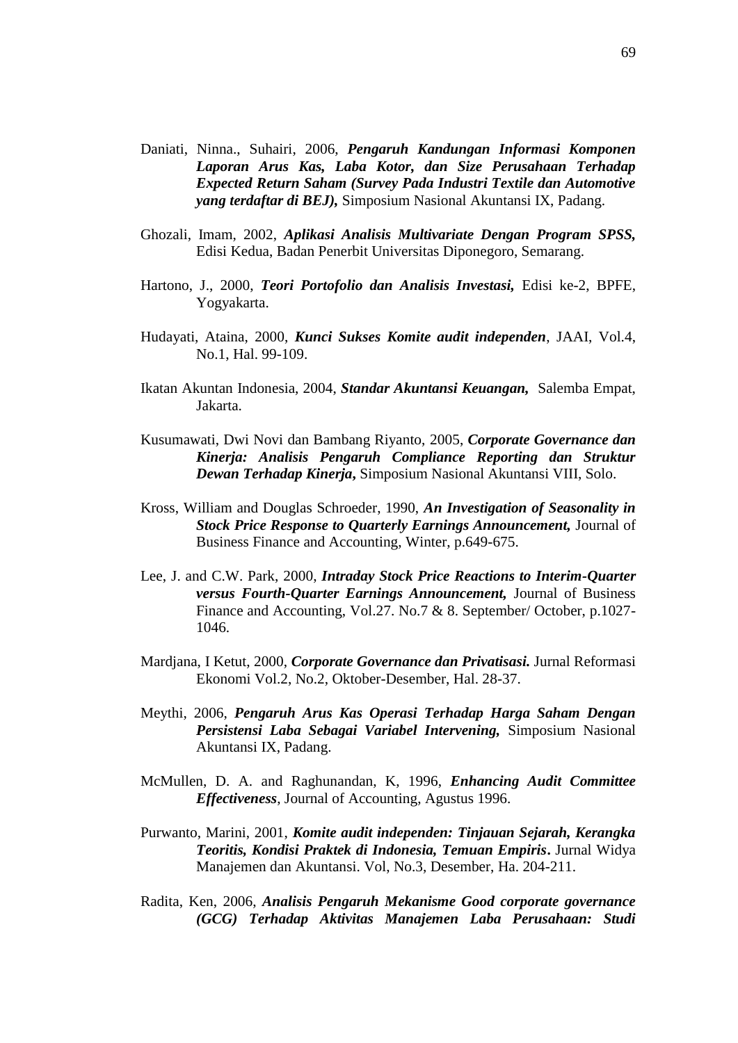Daniati, Ninna., Suhairi, 2006, ***Pengaruh Kandungan Informasi Komponen Laporan Arus Kas, Laba Kotor, dan Size Perusahaan Terhadap Expected Return Saham (Survey Pada Industri Textile dan Automotive yang terdaftar di BEJ),*** Simposium Nasional Akuntansi IX, Padang.

Ghozali, Imam, 2002, ***Aplikasi Analisis Multivariate Dengan Program SPSS,*** Edisi Kedua, Badan Penerbit Universitas Diponegoro, Semarang.

Hartono, J., 2000, ***Teori Portofolio dan Analisis Investasi,*** Edisi ke-2, BPFE, Yogyakarta.

Hudayati, Ataina, 2000, ***Kunci Sukses Komite audit independen***, JAAI, Vol.4, No.1, Hal. 99-109.

Ikatan Akuntan Indonesia, 2004, ***Standar Akuntansi Keuangan,*** Salemba Empat, Jakarta.

Kusumawati, Dwi Novi dan Bambang Riyanto, 2005, ***Corporate Governance dan Kinerja: Analisis Pengaruh Compliance Reporting dan Struktur Dewan Terhadap Kinerja***, Simposium Nasional Akuntansi VIII, Solo.

Kross, William and Douglas Schroeder, 1990, ***An Investigation of Seasonality in Stock Price Response to Quarterly Earnings Announcement,*** Journal of Business Finance and Accounting, Winter, p.649-675.

Lee, J. and C.W. Park, 2000, ***Intraday Stock Price Reactions to Interim-Quarter versus Fourth-Quarter Earnings Announcement,*** Journal of Business Finance and Accounting, Vol.27. No.7 & 8. September/ October, p.1027-1046.

Mardjana, I Ketut, 2000, ***Corporate Governance dan Privatisasi.*** Jurnal Reformasi Ekonomi Vol.2, No.2, Oktober-Desember, Hal. 28-37.

Meythi, 2006, ***Pengaruh Arus Kas Operasi Terhadap Harga Saham Dengan Persistensi Laba Sebagai Variabel Intervening,*** Simposium Nasional Akuntansi IX, Padang.

McMullen, D. A. and Raghunandan, K, 1996, ***Enhancing Audit Committee Effectiveness***, Journal of Accounting, Agustus 1996.

Purwanto, Marini, 2001, ***Komite audit independen: Tinjauan Sejarah, Kerangka Teoritis, Kondisi Praktek di Indonesia, Temuan Empiris***. Jurnal Widya Manajemen dan Akuntansi. Vol, No.3, Desember, Ha. 204-211.

Radita, Ken, 2006, ***Analisis Pengaruh Mekanisme Good corporate governance (GCG) Terhadap Aktivitas Manajemen Laba Perusahaan: Studi***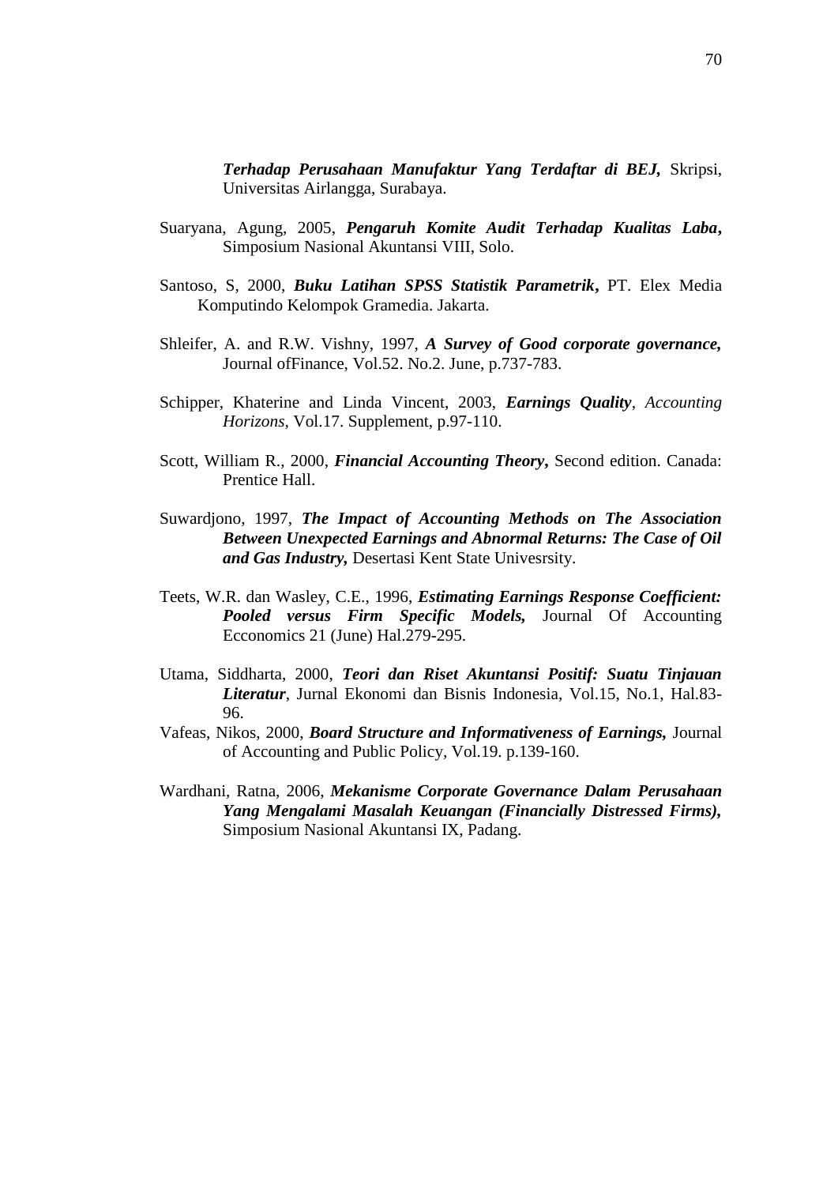***Terhadap Perusahaan Manufaktur Yang Terdaftar di BEJ,*** Skripsi, Universitas Airlangga, Surabaya.

Suaryana, Agung, 2005, ***Pengaruh Komite Audit Terhadap Kualitas Laba*,** Simposium Nasional Akuntansi VIII, Solo.

Santoso, S, 2000, ***Buku Latihan SPSS Statistik Parametrik*,** PT. Elex Media Komputindo Kelompok Gramedia. Jakarta.

Shleifer, A. and R.W. Vishny, 1997, ***A Survey of Good corporate governance,*** Journal ofFinance, Vol.52. No.2. June, p.737-783.

Schipper, Khaterine and Linda Vincent, 2003, ***Earnings Quality***, *Accounting Horizons*, Vol.17. Supplement, p.97-110.

Scott, William R., 2000, ***Financial Accounting Theory*,** Second edition. Canada: Prentice Hall.

Suwardjono, 1997, ***The Impact of Accounting Methods on The Association Between Unexpected Earnings and Abnormal Returns: The Case of Oil and Gas Industry,*** Desertasi Kent State Univesrsity.

Teets, W.R. dan Wasley, C.E., 1996, ***Estimating Earnings Response Coefficient: Pooled versus Firm Specific Models,*** Journal Of Accounting Ecconomics 21 (June) Hal.279-295.

Utama, Siddharta, 2000, ***Teori dan Riset Akuntansi Positif: Suatu Tinjauan Literatur***, Jurnal Ekonomi dan Bisnis Indonesia, Vol.15, No.1, Hal.83-96.

Vafeas, Nikos, 2000, ***Board Structure and Informativeness of Earnings,*** Journal of Accounting and Public Policy, Vol.19. p.139-160.

Wardhani, Ratna, 2006, ***Mekanisme Corporate Governance Dalam Perusahaan Yang Mengalami Masalah Keuangan (Financially Distressed Firms),*** Simposium Nasional Akuntansi IX, Padang.